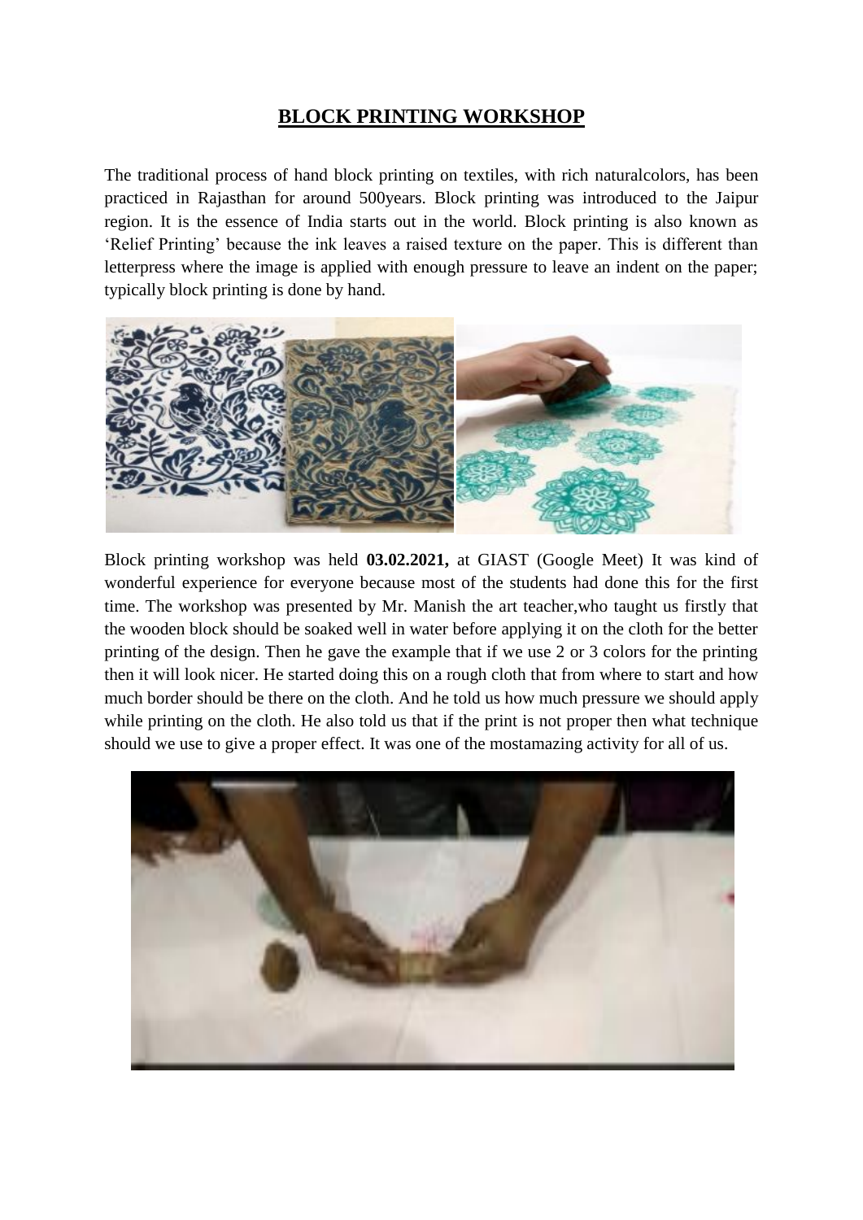# BLOCK PRINTING WORKSHOP

The traditional process of hand block printing on textiles, with rich naturalcolors, has been practiced in Rajasthan for around 500years. Block printing was introduced to the Jaipur region. It is the essence of India starts out in the world. Block printing is also known as 'Relief Printing' because the ink leaves a raised texture on the paper. This is different than letterpress where the image is applied with enough pressure to leave an indent on the paper; typically block printing is done by hand.

Block printing workshop was held **03.02.2021,** at GIAST (Google Meet) It was kind of wonderful experience for everyone because most of the students had done this for the first time. The workshop was presented by Mr. Manish the art teacher,who taught us firstly that the wooden block should be soaked well in water before applying it on the cloth for the better printing of the design. Then he gave the example that if we use 2 or 3 colors for the printing then it will look nicer. He started doing this on a rough cloth that from where to start and how much border should be there on the cloth. And he told us how much pressure we should apply while printing on the cloth. He also told us that if the print is not proper then what technique should we use to give a proper effect. It was one of the mostamazing activity for all of us.